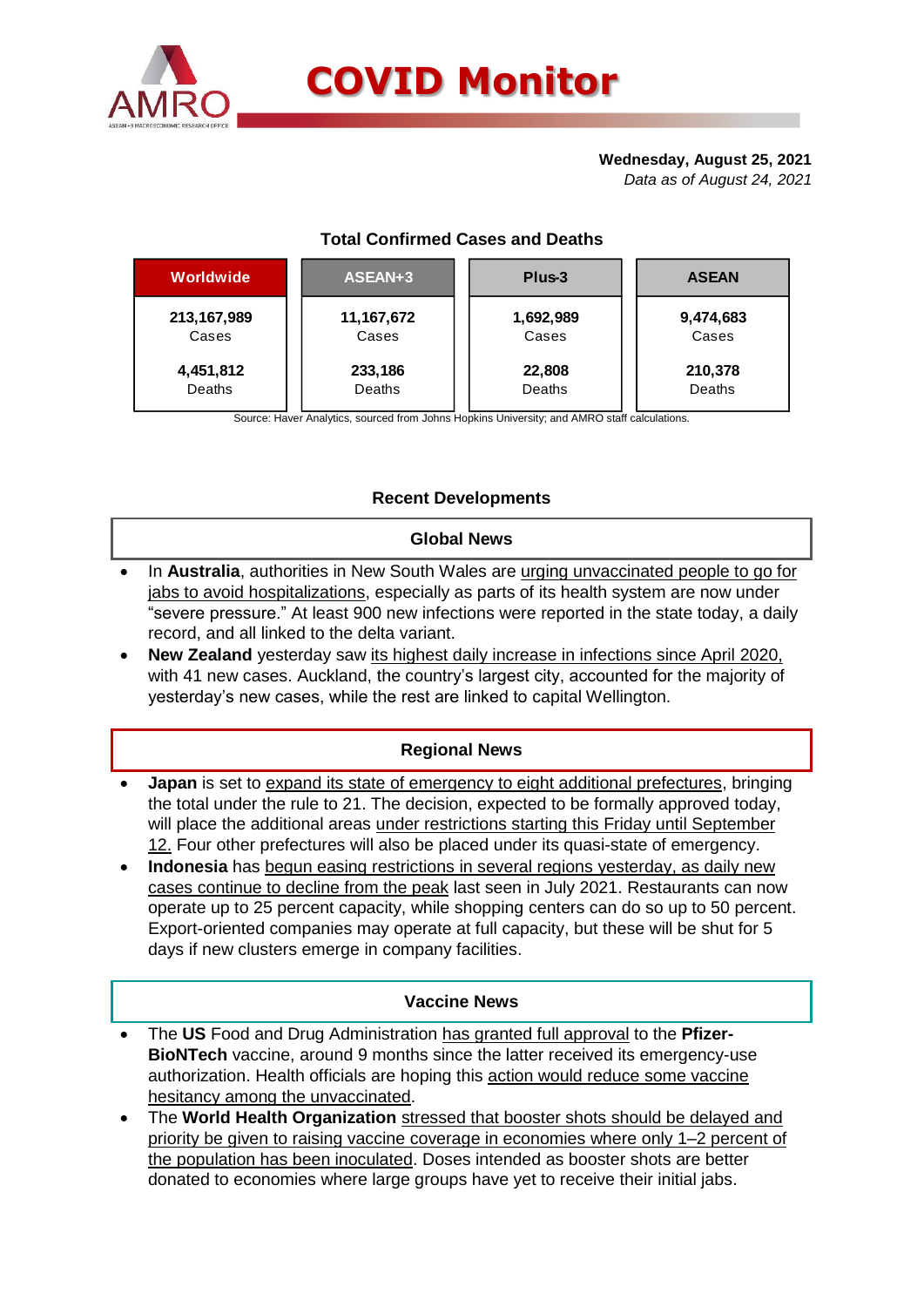# COVID Monitor

**Wednesday, August 25, 2021**
*Data as of August 24, 2021*

## Total Confirmed Cases and Deaths

| Worldwide | ASEAN+3 | Plus-3 | ASEAN |
|---|---|---|---|
| 213,167,989 Cases | 11,167,672 Cases | 1,692,989 Cases | 9,474,683 Cases |
| 4,451,812 Deaths | 233,186 Deaths | 22,808 Deaths | 210,378 Deaths |

Source: Haver Analytics, sourced from Johns Hopkins University; and AMRO staff calculations.

## Recent Developments

### Global News

- In **Australia**, authorities in New South Wales are urging unvaccinated people to go for jabs to avoid hospitalizations, especially as parts of its health system are now under "severe pressure." At least 900 new infections were reported in the state today, a daily record, and all linked to the delta variant.
- **New Zealand** yesterday saw its highest daily increase in infections since April 2020, with 41 new cases. Auckland, the country's largest city, accounted for the majority of yesterday's new cases, while the rest are linked to capital Wellington.

### Regional News

- **Japan** is set to expand its state of emergency to eight additional prefectures, bringing the total under the rule to 21. The decision, expected to be formally approved today, will place the additional areas under restrictions starting this Friday until September 12. Four other prefectures will also be placed under its quasi-state of emergency.
- **Indonesia** has begun easing restrictions in several regions yesterday, as daily new cases continue to decline from the peak last seen in July 2021. Restaurants can now operate up to 25 percent capacity, while shopping centers can do so up to 50 percent. Export-oriented companies may operate at full capacity, but these will be shut for 5 days if new clusters emerge in company facilities.

### Vaccine News

- The **US** Food and Drug Administration has granted full approval to the **Pfizer-BioNTech** vaccine, around 9 months since the latter received its emergency-use authorization. Health officials are hoping this action would reduce some vaccine hesitancy among the unvaccinated.
- The **World Health Organization** stressed that booster shots should be delayed and priority be given to raising vaccine coverage in economies where only 1–2 percent of the population has been inoculated. Doses intended as booster shots are better donated to economies where large groups have yet to receive their initial jabs.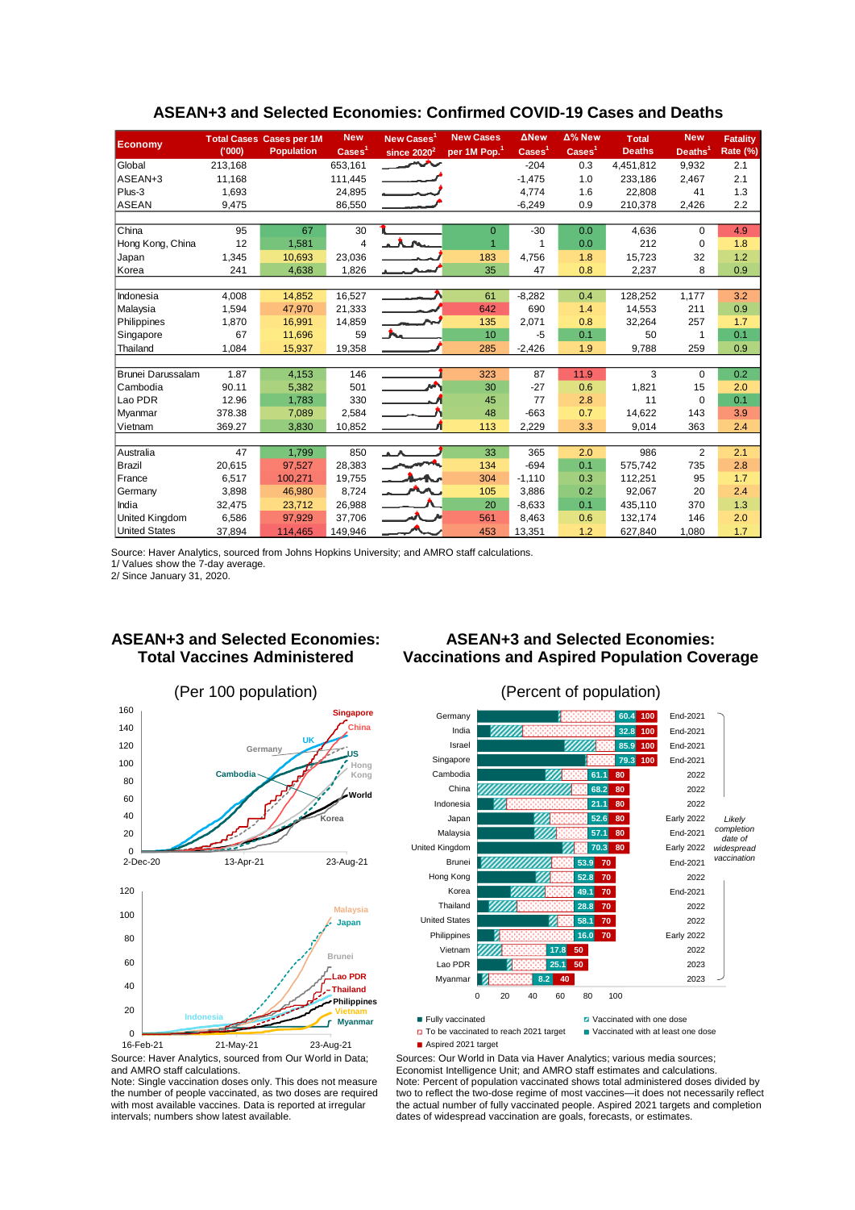## ASEAN+3 and Selected Economies: Confirmed COVID-19 Cases and Deaths

| Economy | Total Cases ('000) | Cases per 1M Population | New Cases[1] | New Cases[1] since 2020[2] | New Cases per 1M Pop.[1] | ΔNew Cases[1] | Δ% New Cases[1] | Total Deaths | New Deaths[1] | Fatality Rate (%) |
|---|---|---|---|---|---|---|---|---|---|---|
| Global | 213,168 | | 653,161 | | | -204 | 0.3 | 4,451,812 | 9,932 | 2.1 |
| ASEAN+3 | 11,168 | | 111,445 | | | -1,475 | 1.0 | 233,186 | 2,467 | 2.1 |
| Plus-3 | 1,693 | | 24,895 | | | 4,774 | 1.6 | 22,808 | 41 | 1.3 |
| ASEAN | 9,475 | | 86,550 | | | -6,249 | 0.9 | 210,378 | 2,426 | 2.2 |
| | | | | | | | | | | |
| China | 95 | 67 | 30 | | 0 | -30 | 0.0 | 4,636 | 0 | 4.9 |
| Hong Kong, China | 12 | 1,581 | 4 | | 1 | 1 | 0.0 | 212 | 0 | 1.8 |
| Japan | 1,345 | 10,693 | 23,036 | | 183 | 4,756 | 1.8 | 15,723 | 32 | 1.2 |
| Korea | 241 | 4,638 | 1,826 | | 35 | 47 | 0.8 | 2,237 | 8 | 0.9 |
| | | | | | | | | | | |
| Indonesia | 4,008 | 14,852 | 16,527 | | 61 | -8,282 | 0.4 | 128,252 | 1,177 | 3.2 |
| Malaysia | 1,594 | 47,970 | 21,333 | | 642 | 690 | 1.4 | 14,553 | 211 | 0.9 |
| Philippines | 1,870 | 16,991 | 14,859 | | 135 | 2,071 | 0.8 | 32,264 | 257 | 1.7 |
| Singapore | 67 | 11,696 | 59 | | 10 | -5 | 0.1 | 50 | 1 | 0.1 |
| Thailand | 1,084 | 15,937 | 19,358 | | 285 | -2,426 | 1.9 | 9,788 | 259 | 0.9 |
| | | | | | | | | | | |
| Brunei Darussalam | 1.87 | 4,153 | 146 | | 323 | 87 | 11.9 | 3 | 0 | 0.2 |
| Cambodia | 90.11 | 5,382 | 501 | | 30 | -27 | 0.6 | 1,821 | 15 | 2.0 |
| Lao PDR | 12.96 | 1,783 | 330 | | 45 | 77 | 2.8 | 11 | 0 | 0.1 |
| Myanmar | 378.38 | 7,089 | 2,584 | | 48 | -663 | 0.7 | 14,622 | 143 | 3.9 |
| Vietnam | 369.27 | 3,830 | 10,852 | | 113 | 2,229 | 3.3 | 9,014 | 363 | 2.4 |
| | | | | | | | | | | |
| Australia | 47 | 1,799 | 850 | | 33 | 365 | 2.0 | 986 | 2 | 2.1 |
| Brazil | 20,615 | 97,527 | 28,383 | | 134 | -694 | 0.1 | 575,742 | 735 | 2.8 |
| France | 6,517 | 100,271 | 19,755 | | 304 | -1,110 | 0.3 | 112,251 | 95 | 1.7 |
| Germany | 3,898 | 46,980 | 8,724 | | 105 | 3,886 | 0.2 | 92,067 | 20 | 2.4 |
| India | 32,475 | 23,712 | 26,988 | | 20 | -8,633 | 0.1 | 435,110 | 370 | 1.3 |
| United Kingdom | 6,586 | 97,929 | 37,706 | | 561 | 8,463 | 0.6 | 132,174 | 146 | 2.0 |
| United States | 37,894 | 114,465 | 149,946 | | 453 | 13,351 | 1.2 | 627,840 | 1,080 | 1.7 |

Source: Haver Analytics, sourced from Johns Hopkins University; and AMRO staff calculations.
1/ Values show the 7-day average.
2/ Since January 31, 2020.

### ASEAN+3 and Selected Economies: Total Vaccines Administered

(Per 100 population)

160, 140, 120, 100, 80, 60, 40, 20, 0
2-Dec-20, 13-Apr-21, 23-Aug-21
Singapore, China, UK, Germany, US, Hong Kong, Cambodia, World, Korea

120, 100, 80, 60, 40, 20, 0
16-Feb-21, 21-May-21, 23-Aug-21
Malaysia, Japan, Brunei, Lao PDR, Thailand, Philippines, Vietnam, Myanmar, Indonesia

Source: Haver Analytics, sourced from Our World in Data; and AMRO staff calculations.
Note: Single vaccination doses only. This does not measure the number of people vaccinated, as two doses are required with most available vaccines. Data is reported at irregular intervals; numbers show latest available.

### ASEAN+3 and Selected Economies: Vaccinations and Aspired Population Coverage

(Percent of population)

Germany 60.4 100 End-2021
India 32.8 100 End-2021
Israel 85.9 100 End-2021
Singapore 79.3 100 End-2021
Cambodia 61.1 80 2022
China 68.2 80 2022
Indonesia 21.1 80 2022
Japan 52.6 80 Early 2022
Malaysia 57.1 80 End-2021
United Kingdom 70.3 80 Early 2022
Brunei 53.9 70 End-2021
Hong Kong 52.8 70 2022
Korea 49.1 70 End-2021
Thailand 28.8 70 2022
United States 58.1 70 2022
Philippines 16.0 70 Early 2022
Vietnam 17.8 50 2022
Lao PDR 25.1 50 2023
Myanmar 8.2 40 2023

0, 20, 40, 60, 80, 100

Likely completion date of widespread vaccination

Fully vaccinated
Vaccinated with one dose
To be vaccinated to reach 2021 target
Vaccinated with at least one dose
Aspired 2021 target

Sources: Our World in Data via Haver Analytics; various media sources; Economist Intelligence Unit; and AMRO staff estimates and calculations.
Note: Percent of population vaccinated shows total administered doses divided by two to reflect the two-dose regime of most vaccines—it does not necessarily reflect the actual number of fully vaccinated people. Aspired 2021 targets and completion dates of widespread vaccination are goals, forecasts, or estimates.